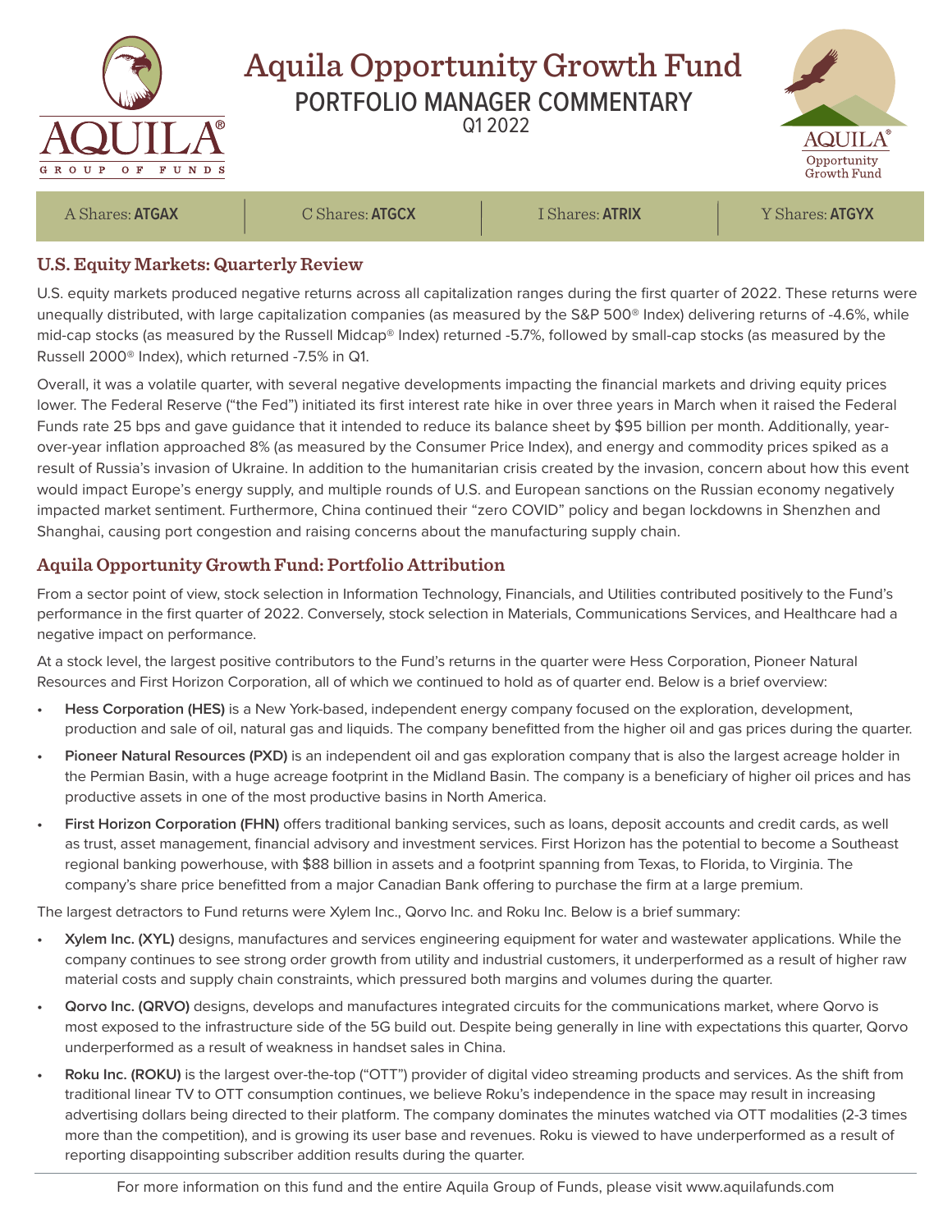# Aquila Opportunity Growth Fund

## PORTFOLIO MANAGER COMMENTARY

Q1 2022

| A Shares: **ATGAX** | C Shares: **ATGCX** | I Shares: **ATRIX** | Y Shares: **ATGYX** |
|---|---|---|---|

## U.S. Equity Markets: Quarterly Review

U.S. equity markets produced negative returns across all capitalization ranges during the first quarter of 2022. These returns were unequally distributed, with large capitalization companies (as measured by the S&P 500® Index) delivering returns of -4.6%, while mid-cap stocks (as measured by the Russell Midcap® Index) returned -5.7%, followed by small-cap stocks (as measured by the Russell 2000® Index), which returned -7.5% in Q1.

Overall, it was a volatile quarter, with several negative developments impacting the financial markets and driving equity prices lower. The Federal Reserve ("the Fed") initiated its first interest rate hike in over three years in March when it raised the Federal Funds rate 25 bps and gave guidance that it intended to reduce its balance sheet by $95 billion per month. Additionally, year-over-year inflation approached 8% (as measured by the Consumer Price Index), and energy and commodity prices spiked as a result of Russia's invasion of Ukraine. In addition to the humanitarian crisis created by the invasion, concern about how this event would impact Europe's energy supply, and multiple rounds of U.S. and European sanctions on the Russian economy negatively impacted market sentiment. Furthermore, China continued their "zero COVID" policy and began lockdowns in Shenzhen and Shanghai, causing port congestion and raising concerns about the manufacturing supply chain.

## Aquila Opportunity Growth Fund: Portfolio Attribution

From a sector point of view, stock selection in Information Technology, Financials, and Utilities contributed positively to the Fund's performance in the first quarter of 2022. Conversely, stock selection in Materials, Communications Services, and Healthcare had a negative impact on performance.

At a stock level, the largest positive contributors to the Fund's returns in the quarter were Hess Corporation, Pioneer Natural Resources and First Horizon Corporation, all of which we continued to hold as of quarter end. Below is a brief overview:

- **Hess Corporation (HES)** is a New York-based, independent energy company focused on the exploration, development, production and sale of oil, natural gas and liquids. The company benefitted from the higher oil and gas prices during the quarter.
- **Pioneer Natural Resources (PXD)** is an independent oil and gas exploration company that is also the largest acreage holder in the Permian Basin, with a huge acreage footprint in the Midland Basin. The company is a beneficiary of higher oil prices and has productive assets in one of the most productive basins in North America.
- **First Horizon Corporation (FHN)** offers traditional banking services, such as loans, deposit accounts and credit cards, as well as trust, asset management, financial advisory and investment services. First Horizon has the potential to become a Southeast regional banking powerhouse, with $88 billion in assets and a footprint spanning from Texas, to Florida, to Virginia. The company's share price benefitted from a major Canadian Bank offering to purchase the firm at a large premium.

The largest detractors to Fund returns were Xylem Inc., Qorvo Inc. and Roku Inc. Below is a brief summary:

- **Xylem Inc. (XYL)** designs, manufactures and services engineering equipment for water and wastewater applications. While the company continues to see strong order growth from utility and industrial customers, it underperformed as a result of higher raw material costs and supply chain constraints, which pressured both margins and volumes during the quarter.
- **Qorvo Inc. (QRVO)** designs, develops and manufactures integrated circuits for the communications market, where Qorvo is most exposed to the infrastructure side of the 5G build out. Despite being generally in line with expectations this quarter, Qorvo underperformed as a result of weakness in handset sales in China.
- **Roku Inc. (ROKU)** is the largest over-the-top ("OTT") provider of digital video streaming products and services. As the shift from traditional linear TV to OTT consumption continues, we believe Roku's independence in the space may result in increasing advertising dollars being directed to their platform. The company dominates the minutes watched via OTT modalities (2-3 times more than the competition), and is growing its user base and revenues. Roku is viewed to have underperformed as a result of reporting disappointing subscriber addition results during the quarter.

For more information on this fund and the entire Aquila Group of Funds, please visit www.aquilafunds.com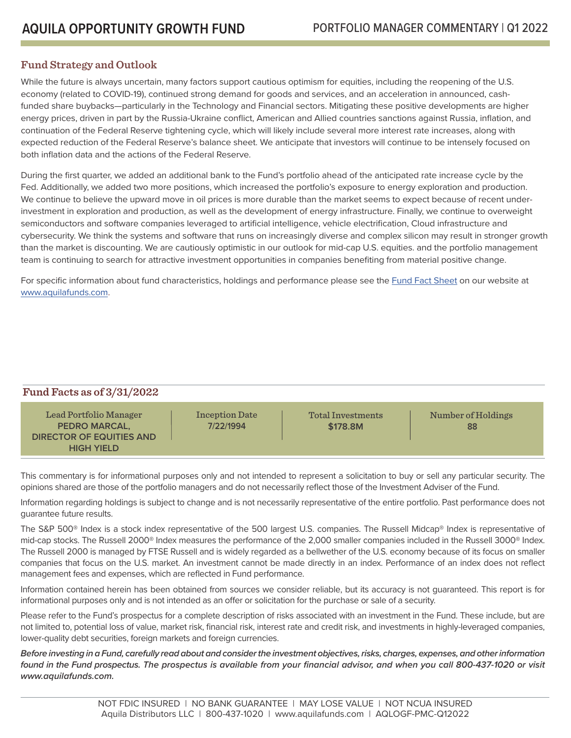## Fund Strategy and Outlook

While the future is always uncertain, many factors support cautious optimism for equities, including the reopening of the U.S. economy (related to COVID-19), continued strong demand for goods and services, and an acceleration in announced, cash-funded share buybacks—particularly in the Technology and Financial sectors. Mitigating these positive developments are higher energy prices, driven in part by the Russia-Ukraine conflict, American and Allied countries sanctions against Russia, inflation, and continuation of the Federal Reserve tightening cycle, which will likely include several more interest rate increases, along with expected reduction of the Federal Reserve's balance sheet. We anticipate that investors will continue to be intensely focused on both inflation data and the actions of the Federal Reserve.

During the first quarter, we added an additional bank to the Fund's portfolio ahead of the anticipated rate increase cycle by the Fed. Additionally, we added two more positions, which increased the portfolio's exposure to energy exploration and production. We continue to believe the upward move in oil prices is more durable than the market seems to expect because of recent under-investment in exploration and production, as well as the development of energy infrastructure. Finally, we continue to overweight semiconductors and software companies leveraged to artificial intelligence, vehicle electrification, Cloud infrastructure and cybersecurity. We think the systems and software that runs on increasingly diverse and complex silicon may result in stronger growth than the market is discounting. We are cautiously optimistic in our outlook for mid-cap U.S. equities. and the portfolio management team is continuing to search for attractive investment opportunities in companies benefiting from material positive change.

For specific information about fund characteristics, holdings and performance please see the Fund Fact Sheet on our website at www.aquilafunds.com.

## Fund Facts as of 3/31/2022

| Lead Portfolio Manager | Inception Date | Total Investments | Number of Holdings |
|---|---|---|---|
| **PEDRO MARCAL, DIRECTOR OF EQUITIES AND HIGH YIELD** | **7/22/1994** | **$178.8M** | **88** |

This commentary is for informational purposes only and not intended to represent a solicitation to buy or sell any particular security. The opinions shared are those of the portfolio managers and do not necessarily reflect those of the Investment Adviser of the Fund.

Information regarding holdings is subject to change and is not necessarily representative of the entire portfolio. Past performance does not guarantee future results.

The S&P 500® Index is a stock index representative of the 500 largest U.S. companies. The Russell Midcap® Index is representative of mid-cap stocks. The Russell 2000® Index measures the performance of the 2,000 smaller companies included in the Russell 3000® Index. The Russell 2000 is managed by FTSE Russell and is widely regarded as a bellwether of the U.S. economy because of its focus on smaller companies that focus on the U.S. market. An investment cannot be made directly in an index. Performance of an index does not reflect management fees and expenses, which are reflected in Fund performance.

Information contained herein has been obtained from sources we consider reliable, but its accuracy is not guaranteed. This report is for informational purposes only and is not intended as an offer or solicitation for the purchase or sale of a security.

Please refer to the Fund's prospectus for a complete description of risks associated with an investment in the Fund. These include, but are not limited to, potential loss of value, market risk, financial risk, interest rate and credit risk, and investments in highly-leveraged companies, lower-quality debt securities, foreign markets and foreign currencies.

***Before investing in a Fund, carefully read about and consider the investment objectives, risks, charges, expenses, and other information found in the Fund prospectus. The prospectus is available from your financial advisor, and when you call 800-437-1020 or visit www.aquilafunds.com.***

NOT FDIC INSURED | NO BANK GUARANTEE | MAY LOSE VALUE | NOT NCUA INSURED
Aquila Distributors LLC | 800-437-1020 | www.aquilafunds.com | AQLOGF-PMC-Q12022